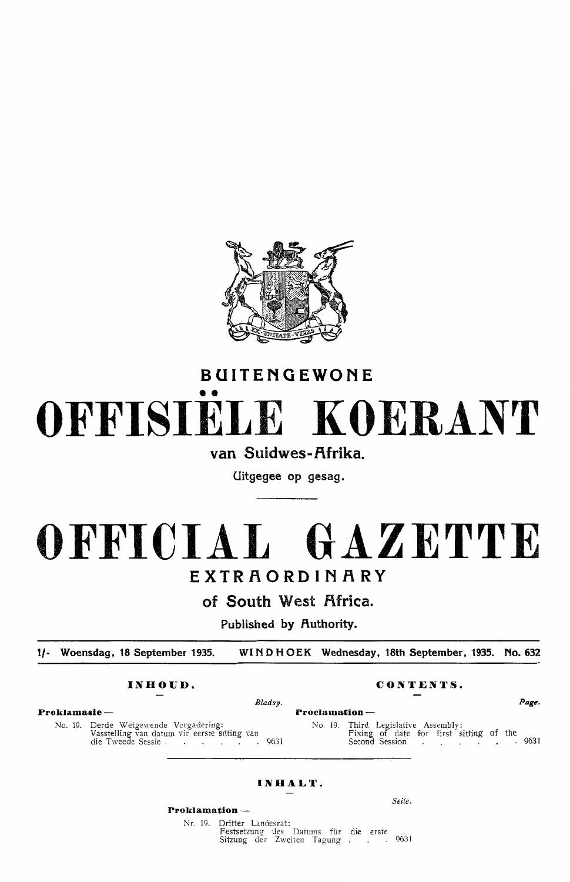# BUITENGEWONE

# OFFISIËLE KOERANT

## van Suidwes-Afrika.

Uitgegee op gesag.

# OFFICIAL GAZETTE

## EXTRAORDINARY

## of South West Africa.

Published by Authority.

1/- Woensdag, 18 September 1935. WINDHOEK Wednesday, 18th September, 1935. No. 632

### INHOUD.

| | Bladsy. |
|---|---|
| **Proklamasie —** | |
| No. 19. Derde Wetgewende Vergadering: Vasstelling van datum vir eerste sitting van die Tweede Sessie | 9631 |

### CONTENTS.

| | Page. |
|---|---|
| **Proclamation —** | |
| No. 19. Third Legislative Assembly: Fixing of date for first sitting of the Second Session | 9631 |

### INHALT.

| | Seite. |
|---|---|
| **Proklamation —** | |
| Nr. 19. Dritter Landesrat: Festsetzung des Datums für die erste Sitzung der Zweiten Tagung | 9631 |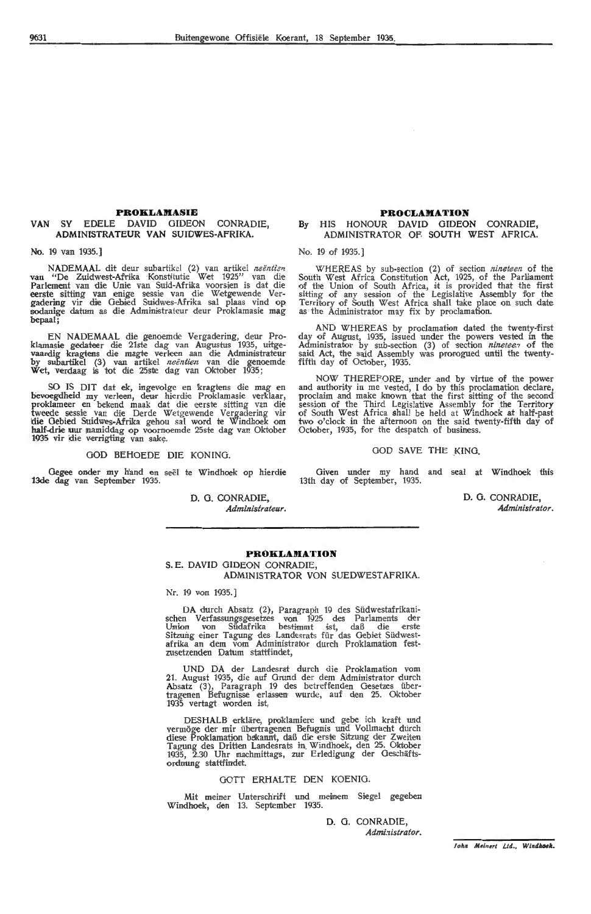## PROKLAMASIE

### VAN SY EDELE DAVID GIDEON CONRADIE, ADMINISTRATEUR VAN SUIDWES-AFRIKA.

No. 19 van 1935.]

NADEMAAL dit deur subartikel (2) van artikel *neëntien* van "De Zuidwest-Afrika Konstitutie Wet 1925" van die Parlement van die Unie van Suid-Afrika voorsien is dat die eerste sitting van enige sessie van die Wetgewende Vergadering vir die Gebied Suidwes-Afrika sal plaas vind op sodanige datum as die Administrateur deur Proklamasie mag bepaal;

EN NADEMAAL die genoemde Vergadering, deur Proklamasie gedateer die 21ste dag van Augustus 1935, uitgevaardig kragtens die magte verleen aan die Administrateur by subartikel (3) van artikel *neëntien* van die genoemde Wet, verdaag is tot die 25ste dag van Oktober 1935;

SO IS DIT dat ek, ingevolge en kragtens die mag en bevoegdheid my verleen, deur hierdie Proklamasie verklaar, proklameer en bekend maak dat die eerste sitting van die tweede sessie van die Derde Wetgewende Vergadering vir die Gebied Suidwes-Afrika gehou sal word te Windhoek om half-drie uur namiddag op voornoemde 25ste dag van Oktober 1935 vir die verrigting van sake.

GOD BEHOEDE DIE KONING.

Gegee onder my hand en seël te Windhoek op hierdie 13de dag van September 1935.

D. G. CONRADIE,
*Administrateur.*

## PROCLAMATION

### By HIS HONOUR DAVID GIDEON CONRADIE, ADMINISTRATOR OF SOUTH WEST AFRICA.

No. 19 of 1935.]

WHEREAS by sub-section (2) of section *nineteen* of the South West Africa Constitution Act, 1925, of the Parliament of the Union of South Africa, it is provided that the first sitting of any session of the Legislative Assembly for the Territory of South West Africa shall take place on such date as the Administrator may fix by proclamation.

AND WHEREAS by proclamation dated the twenty-first day of August, 1935, issued under the powers vested in the Administrator by sub-section (3) of section *nineteen* of the said Act, the said Assembly was prorogued until the twenty-fifth day of October, 1935.

NOW THEREFORE, under and by virtue of the power and authority in me vested, I do by this proclamation declare, proclaim and make known that the first sitting of the second session of the Third Legislative Assembly for the Territory of South West Africa shall be held at Windhoek at half-past two o'clock in the afternoon on the said twenty-fifth day of October, 1935, for the despatch of business.

GOD SAVE THE KING.

Given under my hand and seal at Windhoek this 13th day of September, 1935.

D. G. CONRADIE,
*Administrator.*

---

## PROKLAMATION

### S. E. DAVID GIDEON CONRADIE, ADMINISTRATOR VON SUEDWESTAFRIKA.

Nr. 19 von 1935.]

DA durch Absatz (2), Paragraph 19 des Südwestafrikanischen Verfassungsgesetzes von 1925 des Parlaments der Union von Südafrika bestimmt ist, daß die erste Sitzung einer Tagung des Landesrats für das Gebiet Südwestafrika an dem vom Administrator durch Proklamation festzusetzenden Datum stattfindet,

UND DA der Landesrat durch die Proklamation vom 21. August 1935, die auf Grund der dem Administrator durch Absatz (3), Paragraph 19 des betreffenden Gesetzes übertragenen Befugnisse erlassen wurde, auf den 25. Oktober 1935 vertagt worden ist,

DESHALB erkläre, proklamiere und gebe ich kraft und vermöge der mir übertragenen Befugnis und Vollmacht durch diese Proklamation bekannt, daß die erste Sitzung der Zweiten Tagung des Dritten Landesrats in Windhoek, den 25. Oktober 1935, 2.30 Uhr nachmittags, zur Erledigung der Geschäftsordnung stattfindet.

GOTT ERHALTE DEN KOENIG.

Mit meiner Unterschrift und meinem Siegel gegeben Windhoek, den 13. September 1935.

D. G. CONRADIE,
*Administrator.*

*John Meinert Ltd., Windhoek.*